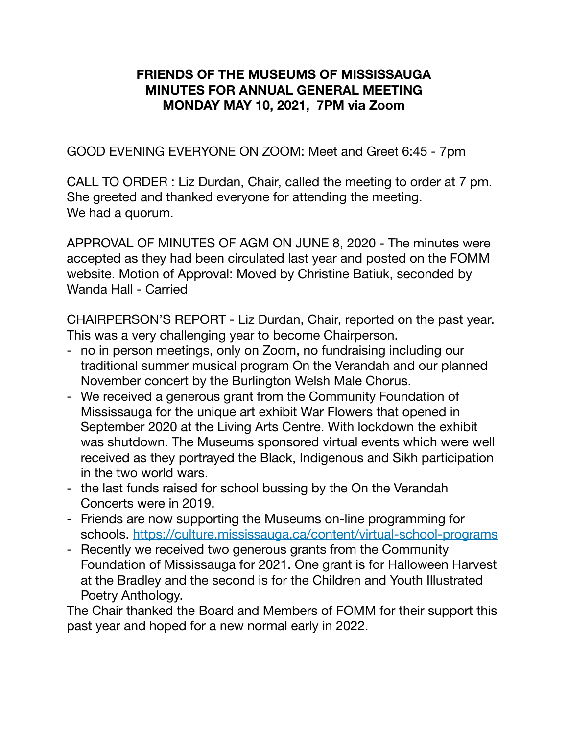**FRIENDS OF THE MUSEUMS OF MISSISSAUGA**
**MINUTES FOR ANNUAL GENERAL MEETING**
**MONDAY MAY 10, 2021, 7PM via Zoom**

GOOD EVENING EVERYONE ON ZOOM: Meet and Greet 6:45 - 7pm

CALL TO ORDER : Liz Durdan, Chair, called the meeting to order at 7 pm. She greeted and thanked everyone for attending the meeting.
We had a quorum.

APPROVAL OF MINUTES OF AGM ON JUNE 8, 2020 - The minutes were accepted as they had been circulated last year and posted on the FOMM website. Motion of Approval: Moved by Christine Batiuk, seconded by Wanda Hall - Carried

CHAIRPERSON'S REPORT - Liz Durdan, Chair, reported on the past year. This was a very challenging year to become Chairperson.

- no in person meetings, only on Zoom, no fundraising including our traditional summer musical program On the Verandah and our planned November concert by the Burlington Welsh Male Chorus.
- We received a generous grant from the Community Foundation of Mississauga for the unique art exhibit War Flowers that opened in September 2020 at the Living Arts Centre. With lockdown the exhibit was shutdown. The Museums sponsored virtual events which were well received as they portrayed the Black, Indigenous and Sikh participation in the two world wars.
- the last funds raised for school bussing by the On the Verandah Concerts were in 2019.
- Friends are now supporting the Museums on-line programming for schools. https://culture.mississauga.ca/content/virtual-school-programs
- Recently we received two generous grants from the Community Foundation of Mississauga for 2021. One grant is for Halloween Harvest at the Bradley and the second is for the Children and Youth Illustrated Poetry Anthology.

The Chair thanked the Board and Members of FOMM for their support this past year and hoped for a new normal early in 2022.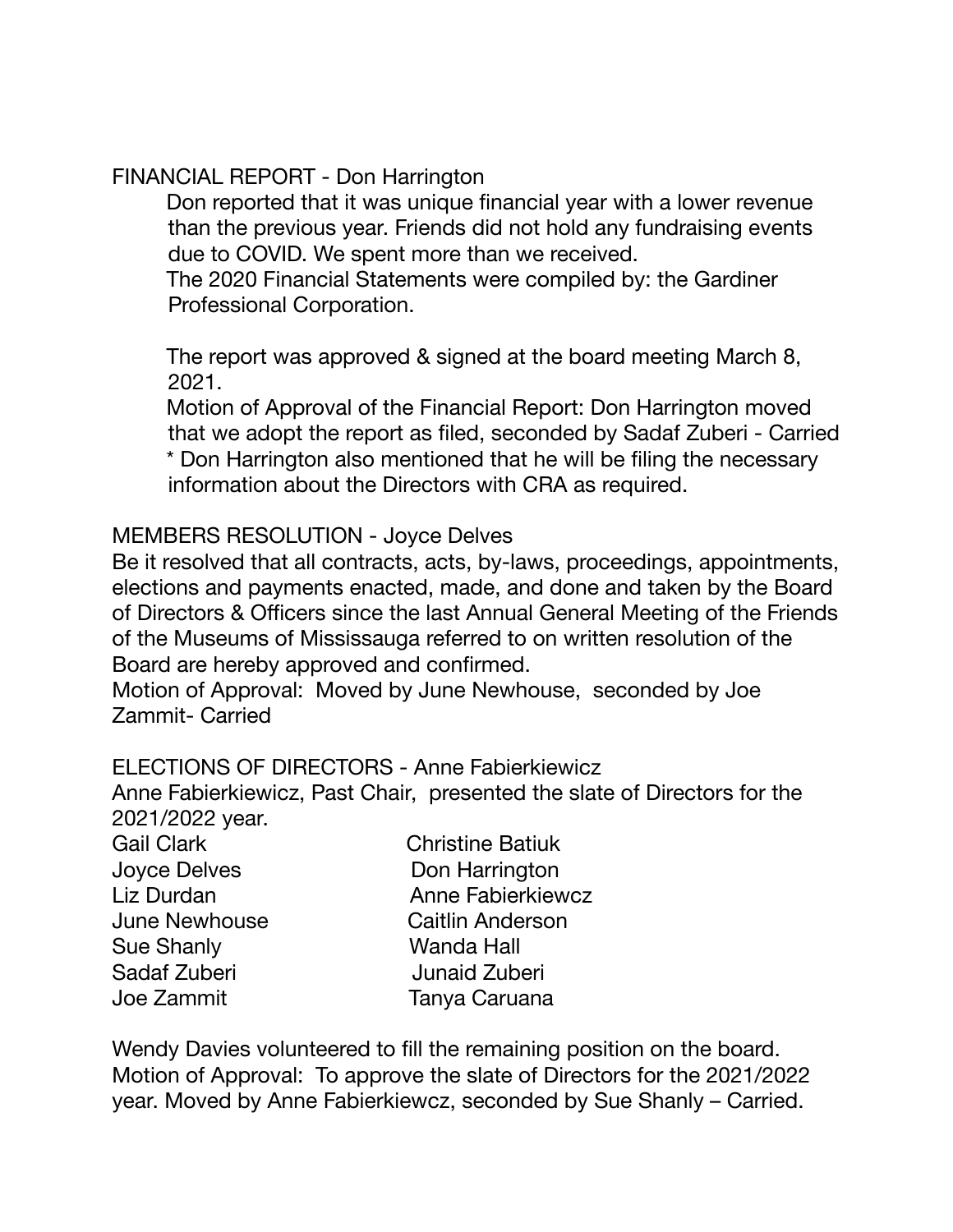FINANCIAL REPORT - Don Harrington

Don reported that it was unique financial year with a lower revenue than the previous year. Friends did not hold any fundraising events due to COVID. We spent more than we received.

The 2020 Financial Statements were compiled by: the Gardiner Professional Corporation.

The report was approved & signed at the board meeting March 8, 2021.

Motion of Approval of the Financial Report: Don Harrington moved that we adopt the report as filed, seconded by Sadaf Zuberi - Carried

* Don Harrington also mentioned that he will be filing the necessary information about the Directors with CRA as required.

MEMBERS RESOLUTION - Joyce Delves

Be it resolved that all contracts, acts, by-laws, proceedings, appointments, elections and payments enacted, made, and done and taken by the Board of Directors & Officers since the last Annual General Meeting of the Friends of the Museums of Mississauga referred to on written resolution of the Board are hereby approved and confirmed.

Motion of Approval: Moved by June Newhouse, seconded by Joe Zammit- Carried

ELECTIONS OF DIRECTORS - Anne Fabierkiewicz

Anne Fabierkiewicz, Past Chair, presented the slate of Directors for the 2021/2022 year.

| | |
|---|---|
| Gail Clark | Christine Batiuk |
| Joyce Delves | Don Harrington |
| Liz Durdan | Anne Fabierkiewcz |
| June Newhouse | Caitlin Anderson |
| Sue Shanly | Wanda Hall |
| Sadaf Zuberi | Junaid Zuberi |
| Joe Zammit | Tanya Caruana |

Wendy Davies volunteered to fill the remaining position on the board.

Motion of Approval: To approve the slate of Directors for the 2021/2022 year. Moved by Anne Fabierkiewcz, seconded by Sue Shanly – Carried.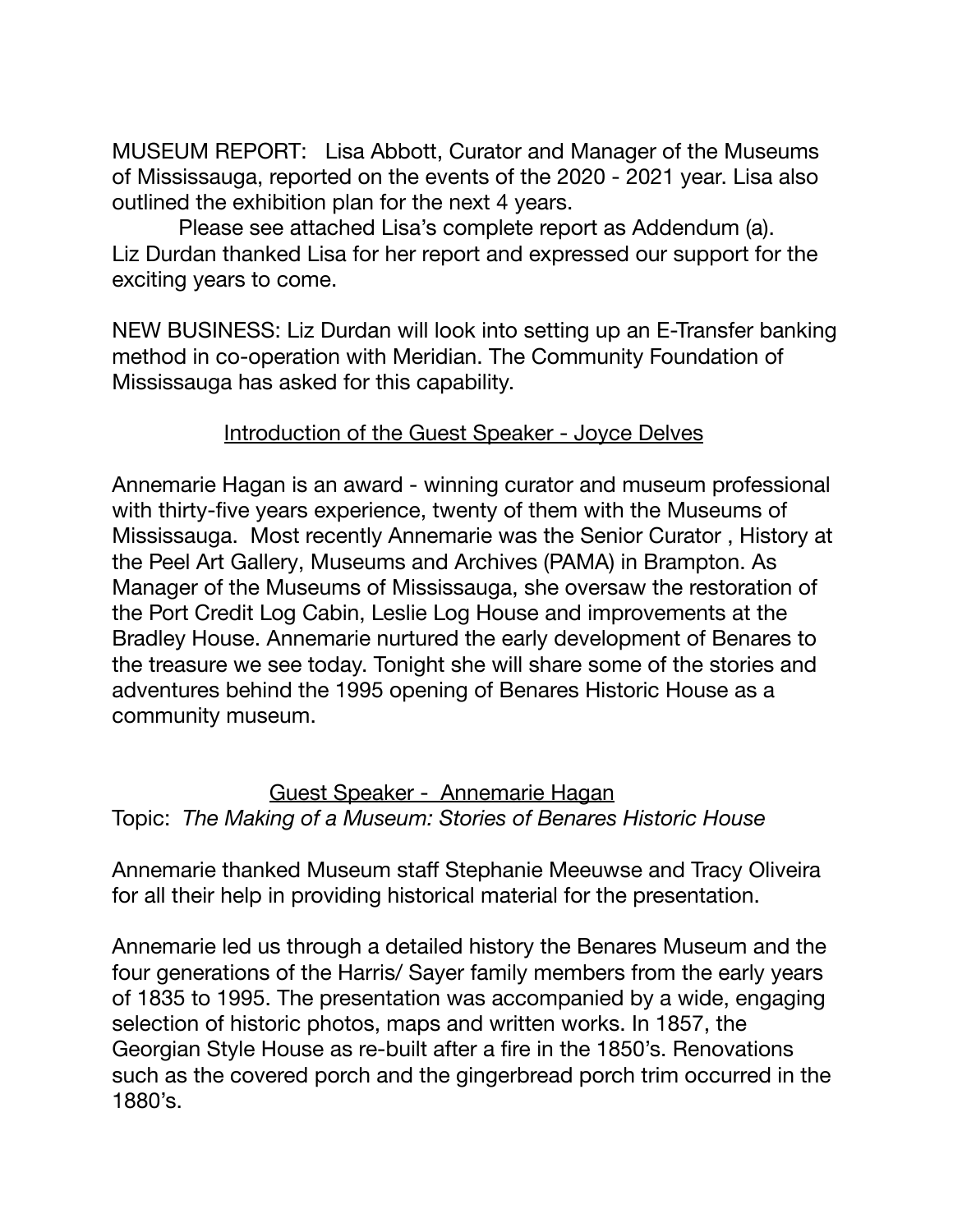MUSEUM REPORT: Lisa Abbott, Curator and Manager of the Museums of Mississauga, reported on the events of the 2020 - 2021 year. Lisa also outlined the exhibition plan for the next 4 years.

Please see attached Lisa's complete report as Addendum (a).

Liz Durdan thanked Lisa for her report and expressed our support for the exciting years to come.

NEW BUSINESS: Liz Durdan will look into setting up an E-Transfer banking method in co-operation with Meridian. The Community Foundation of Mississauga has asked for this capability.

<u>Introduction of the Guest Speaker - Joyce Delves</u>

Annemarie Hagan is an award - winning curator and museum professional with thirty-five years experience, twenty of them with the Museums of Mississauga. Most recently Annemarie was the Senior Curator , History at the Peel Art Gallery, Museums and Archives (PAMA) in Brampton. As Manager of the Museums of Mississauga, she oversaw the restoration of the Port Credit Log Cabin, Leslie Log House and improvements at the Bradley House. Annemarie nurtured the early development of Benares to the treasure we see today. Tonight she will share some of the stories and adventures behind the 1995 opening of Benares Historic House as a community museum.

<u>Guest Speaker - Annemarie Hagan</u>

Topic: *The Making of a Museum: Stories of Benares Historic House*

Annemarie thanked Museum staff Stephanie Meeuwse and Tracy Oliveira for all their help in providing historical material for the presentation.

Annemarie led us through a detailed history the Benares Museum and the four generations of the Harris/ Sayer family members from the early years of 1835 to 1995. The presentation was accompanied by a wide, engaging selection of historic photos, maps and written works. In 1857, the Georgian Style House as re-built after a fire in the 1850's. Renovations such as the covered porch and the gingerbread porch trim occurred in the 1880's.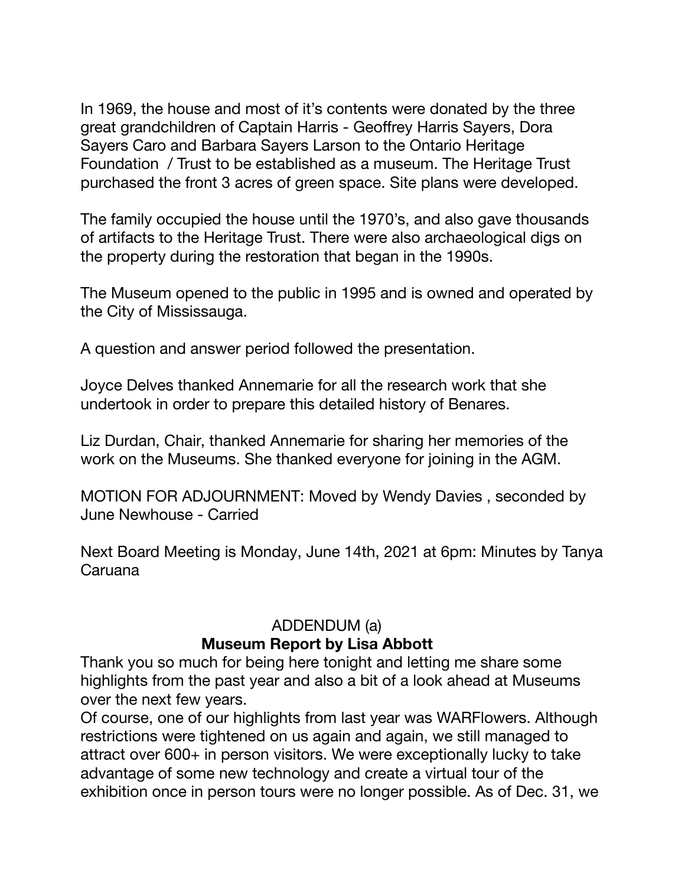In 1969, the house and most of it's contents were donated by the three great grandchildren of Captain Harris - Geoffrey Harris Sayers, Dora Sayers Caro and Barbara Sayers Larson to the Ontario Heritage Foundation / Trust to be established as a museum. The Heritage Trust purchased the front 3 acres of green space. Site plans were developed.

The family occupied the house until the 1970's, and also gave thousands of artifacts to the Heritage Trust. There were also archaeological digs on the property during the restoration that began in the 1990s.

The Museum opened to the public in 1995 and is owned and operated by the City of Mississauga.

A question and answer period followed the presentation.

Joyce Delves thanked Annemarie for all the research work that she undertook in order to prepare this detailed history of Benares.

Liz Durdan, Chair, thanked Annemarie for sharing her memories of the work on the Museums. She thanked everyone for joining in the AGM.

MOTION FOR ADJOURNMENT: Moved by Wendy Davies , seconded by June Newhouse - Carried

Next Board Meeting is Monday, June 14th, 2021 at 6pm: Minutes by Tanya Caruana

ADDENDUM (a)

**Museum Report by Lisa Abbott**

Thank you so much for being here tonight and letting me share some highlights from the past year and also a bit of a look ahead at Museums over the next few years.

Of course, one of our highlights from last year was WARFlowers. Although restrictions were tightened on us again and again, we still managed to attract over 600+ in person visitors. We were exceptionally lucky to take advantage of some new technology and create a virtual tour of the exhibition once in person tours were no longer possible. As of Dec. 31, we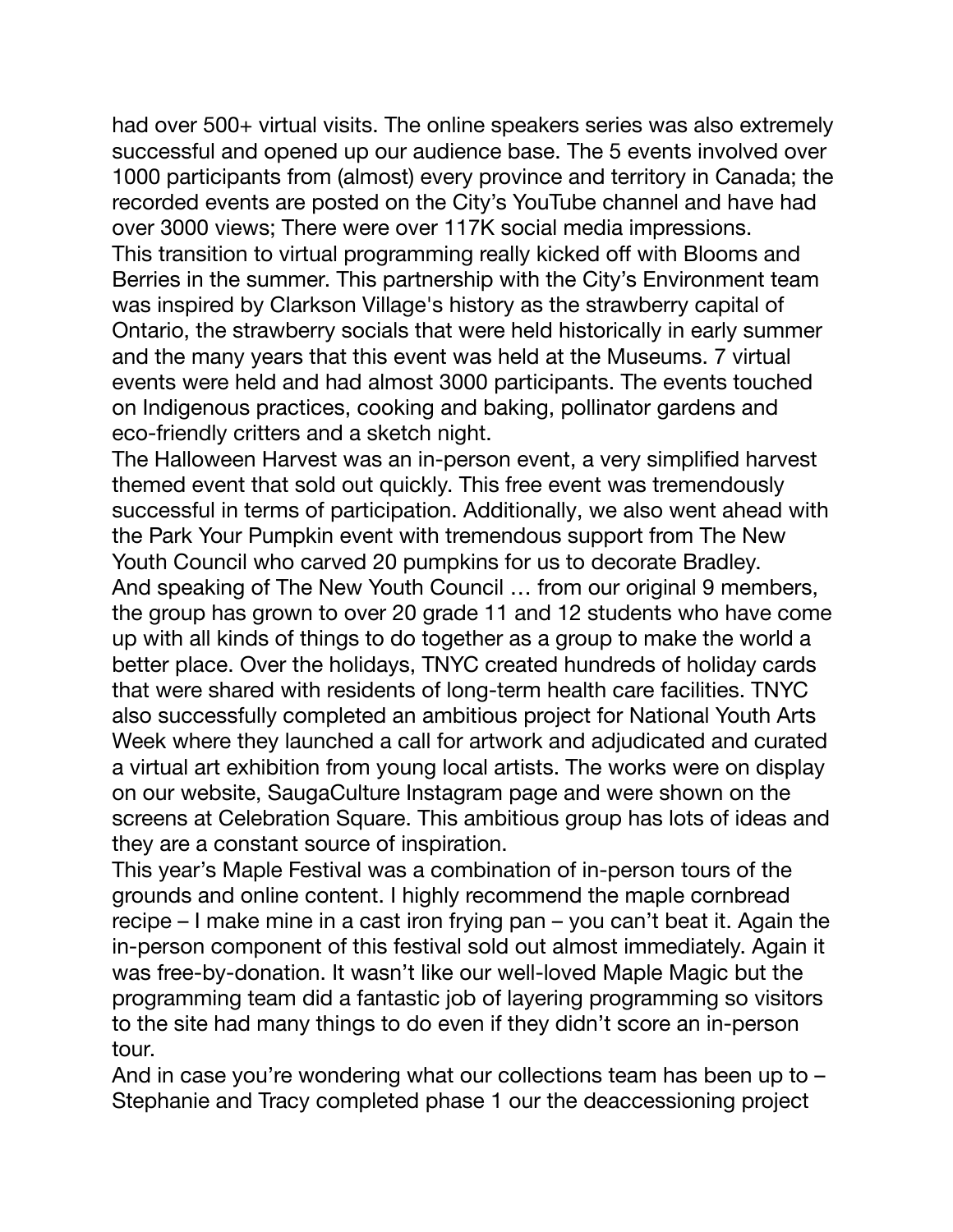had over 500+ virtual visits. The online speakers series was also extremely successful and opened up our audience base. The 5 events involved over 1000 participants from (almost) every province and territory in Canada; the recorded events are posted on the City's YouTube channel and have had over 3000 views; There were over 117K social media impressions.

This transition to virtual programming really kicked off with Blooms and Berries in the summer. This partnership with the City's Environment team was inspired by Clarkson Village's history as the strawberry capital of Ontario, the strawberry socials that were held historically in early summer and the many years that this event was held at the Museums. 7 virtual events were held and had almost 3000 participants. The events touched on Indigenous practices, cooking and baking, pollinator gardens and eco-friendly critters and a sketch night.

The Halloween Harvest was an in-person event, a very simplified harvest themed event that sold out quickly. This free event was tremendously successful in terms of participation. Additionally, we also went ahead with the Park Your Pumpkin event with tremendous support from The New Youth Council who carved 20 pumpkins for us to decorate Bradley.

And speaking of The New Youth Council … from our original 9 members, the group has grown to over 20 grade 11 and 12 students who have come up with all kinds of things to do together as a group to make the world a better place. Over the holidays, TNYC created hundreds of holiday cards that were shared with residents of long-term health care facilities. TNYC also successfully completed an ambitious project for National Youth Arts Week where they launched a call for artwork and adjudicated and curated a virtual art exhibition from young local artists. The works were on display on our website, SaugaCulture Instagram page and were shown on the screens at Celebration Square. This ambitious group has lots of ideas and they are a constant source of inspiration.

This year's Maple Festival was a combination of in-person tours of the grounds and online content. I highly recommend the maple cornbread recipe – I make mine in a cast iron frying pan – you can't beat it. Again the in-person component of this festival sold out almost immediately. Again it was free-by-donation. It wasn't like our well-loved Maple Magic but the programming team did a fantastic job of layering programming so visitors to the site had many things to do even if they didn't score an in-person tour.

And in case you're wondering what our collections team has been up to – Stephanie and Tracy completed phase 1 our the deaccessioning project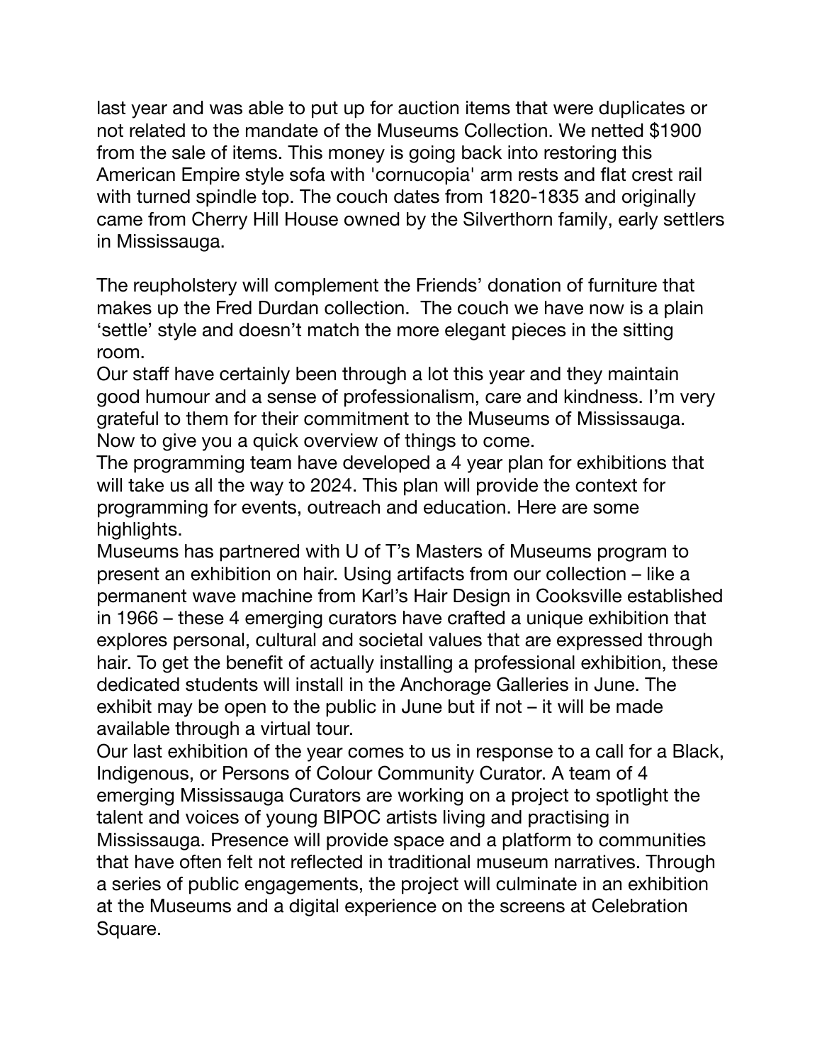last year and was able to put up for auction items that were duplicates or not related to the mandate of the Museums Collection. We netted $1900 from the sale of items. This money is going back into restoring this American Empire style sofa with 'cornucopia' arm rests and flat crest rail with turned spindle top. The couch dates from 1820-1835 and originally came from Cherry Hill House owned by the Silverthorn family, early settlers in Mississauga.

The reupholstery will complement the Friends' donation of furniture that makes up the Fred Durdan collection. The couch we have now is a plain 'settle' style and doesn't match the more elegant pieces in the sitting room.

Our staff have certainly been through a lot this year and they maintain good humour and a sense of professionalism, care and kindness. I'm very grateful to them for their commitment to the Museums of Mississauga.

Now to give you a quick overview of things to come.

The programming team have developed a 4 year plan for exhibitions that will take us all the way to 2024. This plan will provide the context for programming for events, outreach and education. Here are some highlights.

Museums has partnered with U of T's Masters of Museums program to present an exhibition on hair. Using artifacts from our collection – like a permanent wave machine from Karl's Hair Design in Cooksville established in 1966 – these 4 emerging curators have crafted a unique exhibition that explores personal, cultural and societal values that are expressed through hair. To get the benefit of actually installing a professional exhibition, these dedicated students will install in the Anchorage Galleries in June. The exhibit may be open to the public in June but if not – it will be made available through a virtual tour.

Our last exhibition of the year comes to us in response to a call for a Black, Indigenous, or Persons of Colour Community Curator. A team of 4 emerging Mississauga Curators are working on a project to spotlight the talent and voices of young BIPOC artists living and practising in Mississauga. Presence will provide space and a platform to communities that have often felt not reflected in traditional museum narratives. Through a series of public engagements, the project will culminate in an exhibition at the Museums and a digital experience on the screens at Celebration Square.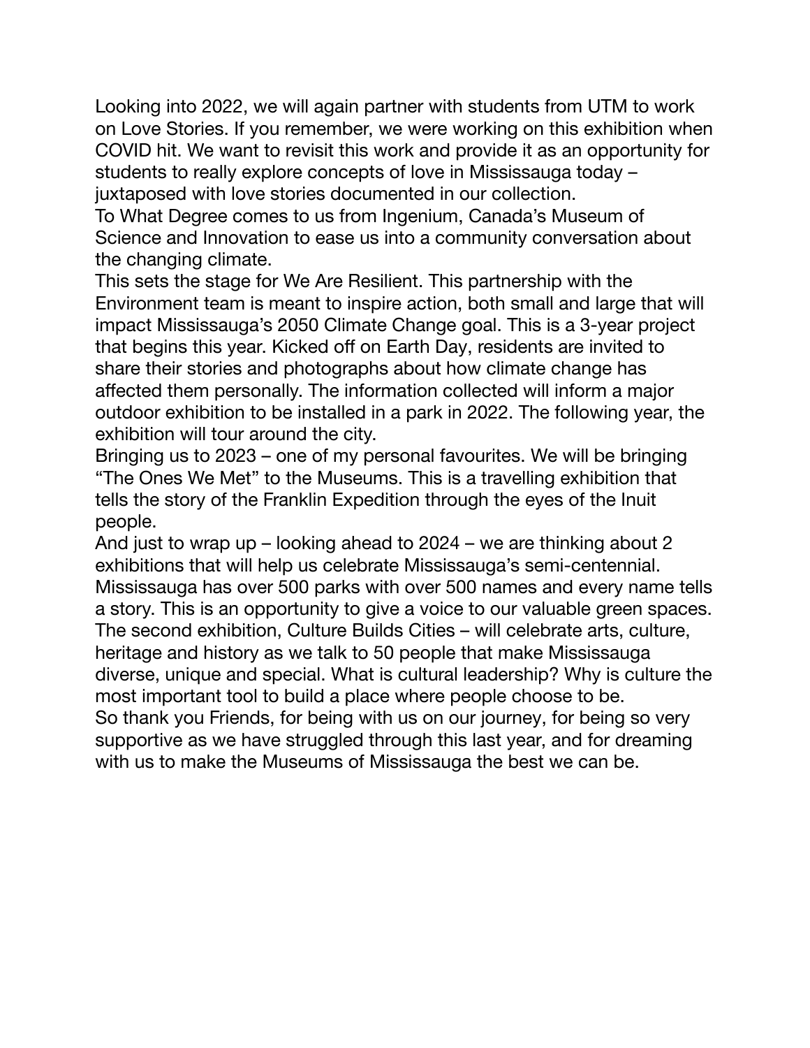Looking into 2022, we will again partner with students from UTM to work on Love Stories. If you remember, we were working on this exhibition when COVID hit. We want to revisit this work and provide it as an opportunity for students to really explore concepts of love in Mississauga today – juxtaposed with love stories documented in our collection.

To What Degree comes to us from Ingenium, Canada's Museum of Science and Innovation to ease us into a community conversation about the changing climate.

This sets the stage for We Are Resilient. This partnership with the Environment team is meant to inspire action, both small and large that will impact Mississauga's 2050 Climate Change goal. This is a 3-year project that begins this year. Kicked off on Earth Day, residents are invited to share their stories and photographs about how climate change has affected them personally. The information collected will inform a major outdoor exhibition to be installed in a park in 2022. The following year, the exhibition will tour around the city.

Bringing us to 2023 – one of my personal favourites. We will be bringing "The Ones We Met" to the Museums. This is a travelling exhibition that tells the story of the Franklin Expedition through the eyes of the Inuit people.

And just to wrap up – looking ahead to 2024 – we are thinking about 2 exhibitions that will help us celebrate Mississauga's semi-centennial. Mississauga has over 500 parks with over 500 names and every name tells a story. This is an opportunity to give a voice to our valuable green spaces. The second exhibition, Culture Builds Cities – will celebrate arts, culture, heritage and history as we talk to 50 people that make Mississauga diverse, unique and special. What is cultural leadership? Why is culture the most important tool to build a place where people choose to be.

So thank you Friends, for being with us on our journey, for being so very supportive as we have struggled through this last year, and for dreaming with us to make the Museums of Mississauga the best we can be.